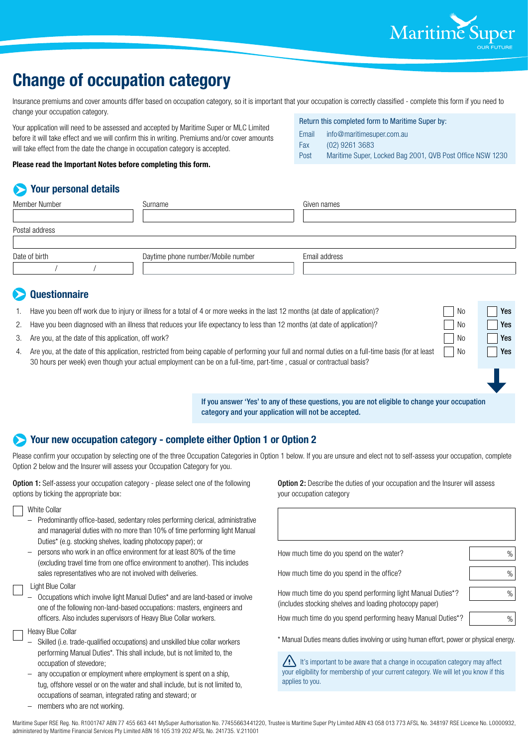# Change of occupation category

Insurance premiums and cover amounts differ based on occupation category, so it is important that your occupation is correctly classified - complete this form if you need to change your occupation category.

Your application will need to be assessed and accepted by Maritime Super or MLC Limited before it will take effect and we will confirm this in writing. Premiums and/or cover amounts will take effect from the date the change in occupation category is accepted.

**Please read the Important Notes before completing this form.**

Return this completed form to Maritime Super by:

| | |
|---|---|
| Email | info@maritimesuper.com.au |
| Fax | (02) 9261 3683 |
| Post | Maritime Super, Locked Bag 2001, QVB Post Office NSW 1230 |

## Your personal details

| Member Number | Surname | Given names |
|---|---|---|
| | | |

Postal address

| Date of birth | Daytime phone number/Mobile number | Email address |
|---|---|---|
| / / | | |

## Questionnaire

| | Question | No | Yes |
|---|---|---|---|
| 1. | Have you been off work due to injury or illness for a total of 4 or more weeks in the last 12 months (at date of application)? | ☐ No | ☐ **Yes** |
| 2. | Have you been diagnosed with an illness that reduces your life expectancy to less than 12 months (at date of application)? | ☐ No | ☐ **Yes** |
| 3. | Are you, at the date of this application, off work? | ☐ No | ☐ **Yes** |
| 4. | Are you, at the date of this application, restricted from being capable of performing your full and normal duties on a full-time basis (for at least 30 hours per week) even though your actual employment can be on a full-time, part-time , casual or contractual basis? | ☐ No | ☐ **Yes** |

**If you answer 'Yes' to any of these questions, you are not eligible to change your occupation category and your application will not be accepted.**

## Your new occupation category - complete either Option 1 or Option 2

Please confirm your occupation by selecting one of the three Occupation Categories in Option 1 below. If you are unsure and elect not to self-assess your occupation, complete Option 2 below and the Insurer will assess your Occupation Category for you.

**Option 1:** Self-assess your occupation category - please select one of the following options by ticking the appropriate box:

☐ White Collar

- Predominantly office-based, sedentary roles performing clerical, administrative and managerial duties with no more than 10% of time performing light Manual Duties* (e.g. stocking shelves, loading photocopy paper); or
- persons who work in an office environment for at least 80% of the time (excluding travel time from one office environment to another). This includes sales representatives who are not involved with deliveries.

☐ Light Blue Collar

- Occupations which involve light Manual Duties* and are land-based or involve one of the following non-land-based occupations: masters, engineers and officers. Also includes supervisors of Heavy Blue Collar workers.

☐ Heavy Blue Collar

- Skilled (i.e. trade-qualified occupations) and unskilled blue collar workers performing Manual Duties*. This shall include, but is not limited to, the occupation of stevedore;
- any occupation or employment where employment is spent on a ship, tug, offshore vessel or on the water and shall include, but is not limited to, occupations of seaman, integrated rating and steward; or
- members who are not working.

**Option 2:** Describe the duties of your occupation and the Insurer will assess your occupation category

| | |
|---|---|
| How much time do you spend on the water? | % |
| How much time do you spend in the office? | % |
| How much time do you spend performing light Manual Duties*? (includes stocking shelves and loading photocopy paper) | % |
| How much time do you spend performing heavy Manual Duties*? | % |

\* Manual Duties means duties involving or using human effort, power or physical energy.

It's important to be aware that a change in occupation category may affect your eligibility for membership of your current category. We will let you know if this applies to you.

Maritime Super RSE Reg. No. R1001747 ABN 77 455 663 441 MySuper Authorisation No. 77455663441220, Trustee is Maritime Super Pty Limited ABN 43 058 013 773 AFSL No. 348197 RSE Licence No. L0000932, administered by Maritime Financial Services Pty Limited ABN 16 105 319 202 AFSL No. 241735. V.211001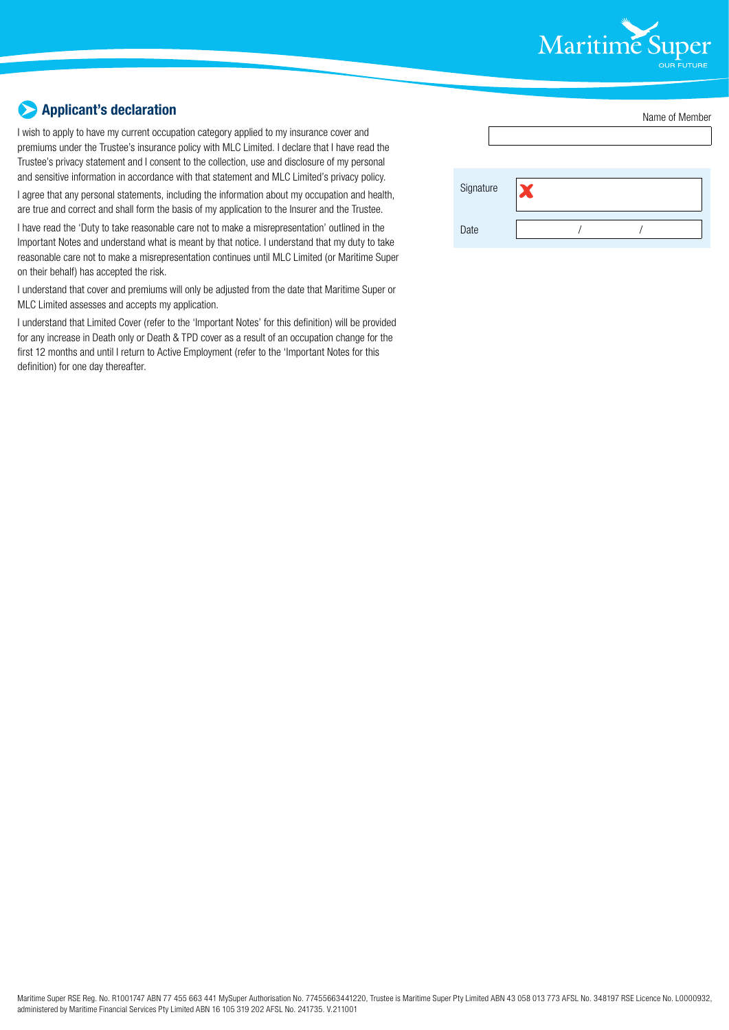## Applicant's declaration

I wish to apply to have my current occupation category applied to my insurance cover and premiums under the Trustee's insurance policy with MLC Limited. I declare that I have read the Trustee's privacy statement and I consent to the collection, use and disclosure of my personal and sensitive information in accordance with that statement and MLC Limited's privacy policy.

I agree that any personal statements, including the information about my occupation and health, are true and correct and shall form the basis of my application to the Insurer and the Trustee.

I have read the 'Duty to take reasonable care not to make a misrepresentation' outlined in the Important Notes and understand what is meant by that notice. I understand that my duty to take reasonable care not to make a misrepresentation continues until MLC Limited (or Maritime Super on their behalf) has accepted the risk.

I understand that cover and premiums will only be adjusted from the date that Maritime Super or MLC Limited assesses and accepts my application.

I understand that Limited Cover (refer to the 'Important Notes' for this definition) will be provided for any increase in Death only or Death & TPD cover as a result of an occupation change for the first 12 months and until I return to Active Employment (refer to the 'Important Notes for this definition) for one day thereafter.

Name of Member

Signature ✘

Date / /

Maritime Super RSE Reg. No. R1001747 ABN 77 455 663 441 MySuper Authorisation No. 77455663441220, Trustee is Maritime Super Pty Limited ABN 43 058 013 773 AFSL No. 348197 RSE Licence No. L0000932, administered by Maritime Financial Services Pty Limited ABN 16 105 319 202 AFSL No. 241735. V.211001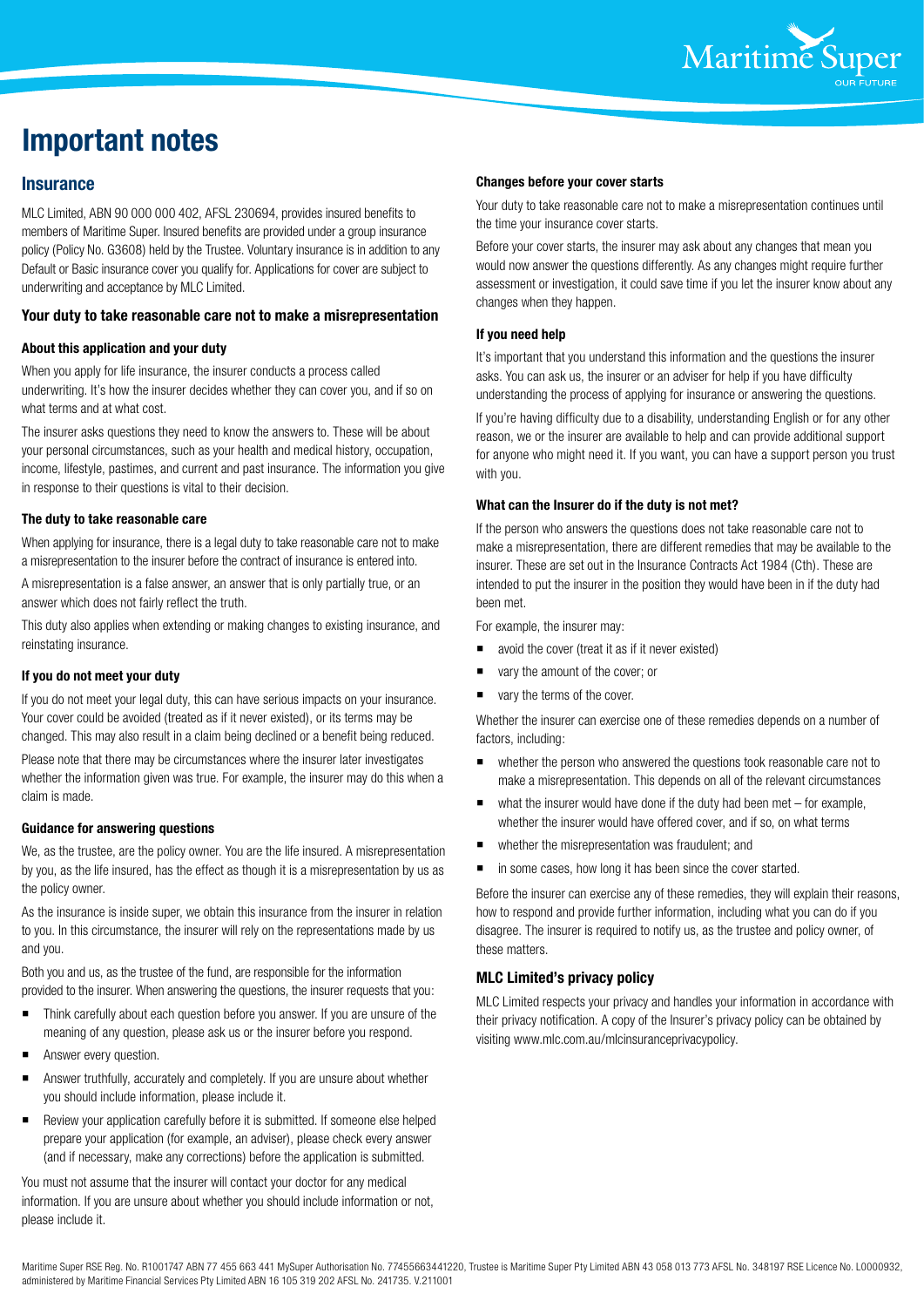# Important notes

## Insurance

MLC Limited, ABN 90 000 000 402, AFSL 230694, provides insured benefits to members of Maritime Super. Insured benefits are provided under a group insurance policy (Policy No. G3608) held by the Trustee. Voluntary insurance is in addition to any Default or Basic insurance cover you qualify for. Applications for cover are subject to underwriting and acceptance by MLC Limited.

### Your duty to take reasonable care not to make a misrepresentation

#### About this application and your duty

When you apply for life insurance, the insurer conducts a process called underwriting. It's how the insurer decides whether they can cover you, and if so on what terms and at what cost.

The insurer asks questions they need to know the answers to. These will be about your personal circumstances, such as your health and medical history, occupation, income, lifestyle, pastimes, and current and past insurance. The information you give in response to their questions is vital to their decision.

#### The duty to take reasonable care

When applying for insurance, there is a legal duty to take reasonable care not to make a misrepresentation to the insurer before the contract of insurance is entered into.

A misrepresentation is a false answer, an answer that is only partially true, or an answer which does not fairly reflect the truth.

This duty also applies when extending or making changes to existing insurance, and reinstating insurance.

#### If you do not meet your duty

If you do not meet your legal duty, this can have serious impacts on your insurance. Your cover could be avoided (treated as if it never existed), or its terms may be changed. This may also result in a claim being declined or a benefit being reduced.

Please note that there may be circumstances where the insurer later investigates whether the information given was true. For example, the insurer may do this when a claim is made.

#### Guidance for answering questions

We, as the trustee, are the policy owner. You are the life insured. A misrepresentation by you, as the life insured, has the effect as though it is a misrepresentation by us as the policy owner.

As the insurance is inside super, we obtain this insurance from the insurer in relation to you. In this circumstance, the insurer will rely on the representations made by us and you.

Both you and us, as the trustee of the fund, are responsible for the information provided to the insurer. When answering the questions, the insurer requests that you:

- Think carefully about each question before you answer. If you are unsure of the meaning of any question, please ask us or the insurer before you respond.
- Answer every question.
- Answer truthfully, accurately and completely. If you are unsure about whether you should include information, please include it.
- Review your application carefully before it is submitted. If someone else helped prepare your application (for example, an adviser), please check every answer (and if necessary, make any corrections) before the application is submitted.

You must not assume that the insurer will contact your doctor for any medical information. If you are unsure about whether you should include information or not, please include it.

#### Changes before your cover starts

Your duty to take reasonable care not to make a misrepresentation continues until the time your insurance cover starts.

Before your cover starts, the insurer may ask about any changes that mean you would now answer the questions differently. As any changes might require further assessment or investigation, it could save time if you let the insurer know about any changes when they happen.

#### If you need help

It's important that you understand this information and the questions the insurer asks. You can ask us, the insurer or an adviser for help if you have difficulty understanding the process of applying for insurance or answering the questions.

If you're having difficulty due to a disability, understanding English or for any other reason, we or the insurer are available to help and can provide additional support for anyone who might need it. If you want, you can have a support person you trust with you.

#### What can the Insurer do if the duty is not met?

If the person who answers the questions does not take reasonable care not to make a misrepresentation, there are different remedies that may be available to the insurer. These are set out in the Insurance Contracts Act 1984 (Cth). These are intended to put the insurer in the position they would have been in if the duty had been met.

For example, the insurer may:

- avoid the cover (treat it as if it never existed)
- vary the amount of the cover; or
- vary the terms of the cover.

Whether the insurer can exercise one of these remedies depends on a number of factors, including:

- whether the person who answered the questions took reasonable care not to make a misrepresentation. This depends on all of the relevant circumstances
- what the insurer would have done if the duty had been met – for example, whether the insurer would have offered cover, and if so, on what terms
- whether the misrepresentation was fraudulent; and
- in some cases, how long it has been since the cover started.

Before the insurer can exercise any of these remedies, they will explain their reasons, how to respond and provide further information, including what you can do if you disagree. The insurer is required to notify us, as the trustee and policy owner, of these matters.

### MLC Limited's privacy policy

MLC Limited respects your privacy and handles your information in accordance with their privacy notification. A copy of the Insurer's privacy policy can be obtained by visiting www.mlc.com.au/mlcinsuranceprivacypolicy.

Maritime Super RSE Reg. No. R1001747 ABN 77 455 663 441 MySuper Authorisation No. 77455663441220, Trustee is Maritime Super Pty Limited ABN 43 058 013 773 AFSL No. 348197 RSE Licence No. L0000932, administered by Maritime Financial Services Pty Limited ABN 16 105 319 202 AFSL No. 241735. V.211001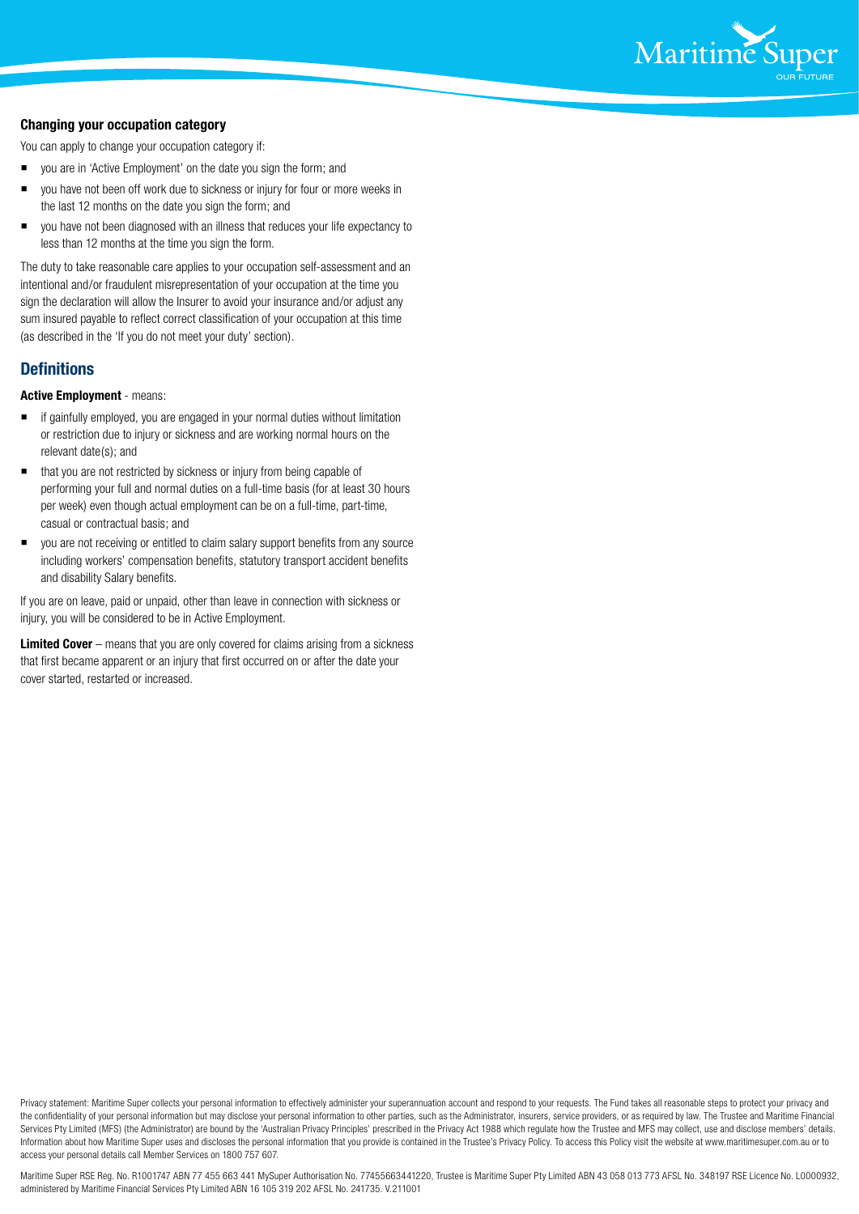### Changing your occupation category

You can apply to change your occupation category if:

- you are in 'Active Employment' on the date you sign the form; and
- you have not been off work due to sickness or injury for four or more weeks in the last 12 months on the date you sign the form; and
- you have not been diagnosed with an illness that reduces your life expectancy to less than 12 months at the time you sign the form.

The duty to take reasonable care applies to your occupation self-assessment and an intentional and/or fraudulent misrepresentation of your occupation at the time you sign the declaration will allow the Insurer to avoid your insurance and/or adjust any sum insured payable to reflect correct classification of your occupation at this time (as described in the 'If you do not meet your duty' section).

## Definitions

**Active Employment** - means:

- if gainfully employed, you are engaged in your normal duties without limitation or restriction due to injury or sickness and are working normal hours on the relevant date(s); and
- that you are not restricted by sickness or injury from being capable of performing your full and normal duties on a full-time basis (for at least 30 hours per week) even though actual employment can be on a full-time, part-time, casual or contractual basis; and
- you are not receiving or entitled to claim salary support benefits from any source including workers' compensation benefits, statutory transport accident benefits and disability Salary benefits.

If you are on leave, paid or unpaid, other than leave in connection with sickness or injury, you will be considered to be in Active Employment.

**Limited Cover** – means that you are only covered for claims arising from a sickness that first became apparent or an injury that first occurred on or after the date your cover started, restarted or increased.

Privacy statement: Maritime Super collects your personal information to effectively administer your superannuation account and respond to your requests. The Fund takes all reasonable steps to protect your privacy and the confidentiality of your personal information but may disclose your personal information to other parties, such as the Administrator, insurers, service providers, or as required by law. The Trustee and Maritime Financial Services Pty Limited (MFS) (the Administrator) are bound by the 'Australian Privacy Principles' prescribed in the Privacy Act 1988 which regulate how the Trustee and MFS may collect, use and disclose members' details. Information about how Maritime Super uses and discloses the personal information that you provide is contained in the Trustee's Privacy Policy. To access this Policy visit the website at www.maritimesuper.com.au or to access your personal details call Member Services on 1800 757 607.

Maritime Super RSE Reg. No. R1001747 ABN 77 455 663 441 MySuper Authorisation No. 77455663441220, Trustee is Maritime Super Pty Limited ABN 43 058 013 773 AFSL No. 348197 RSE Licence No. L0000932, administered by Maritime Financial Services Pty Limited ABN 16 105 319 202 AFSL No. 241735. V.211001